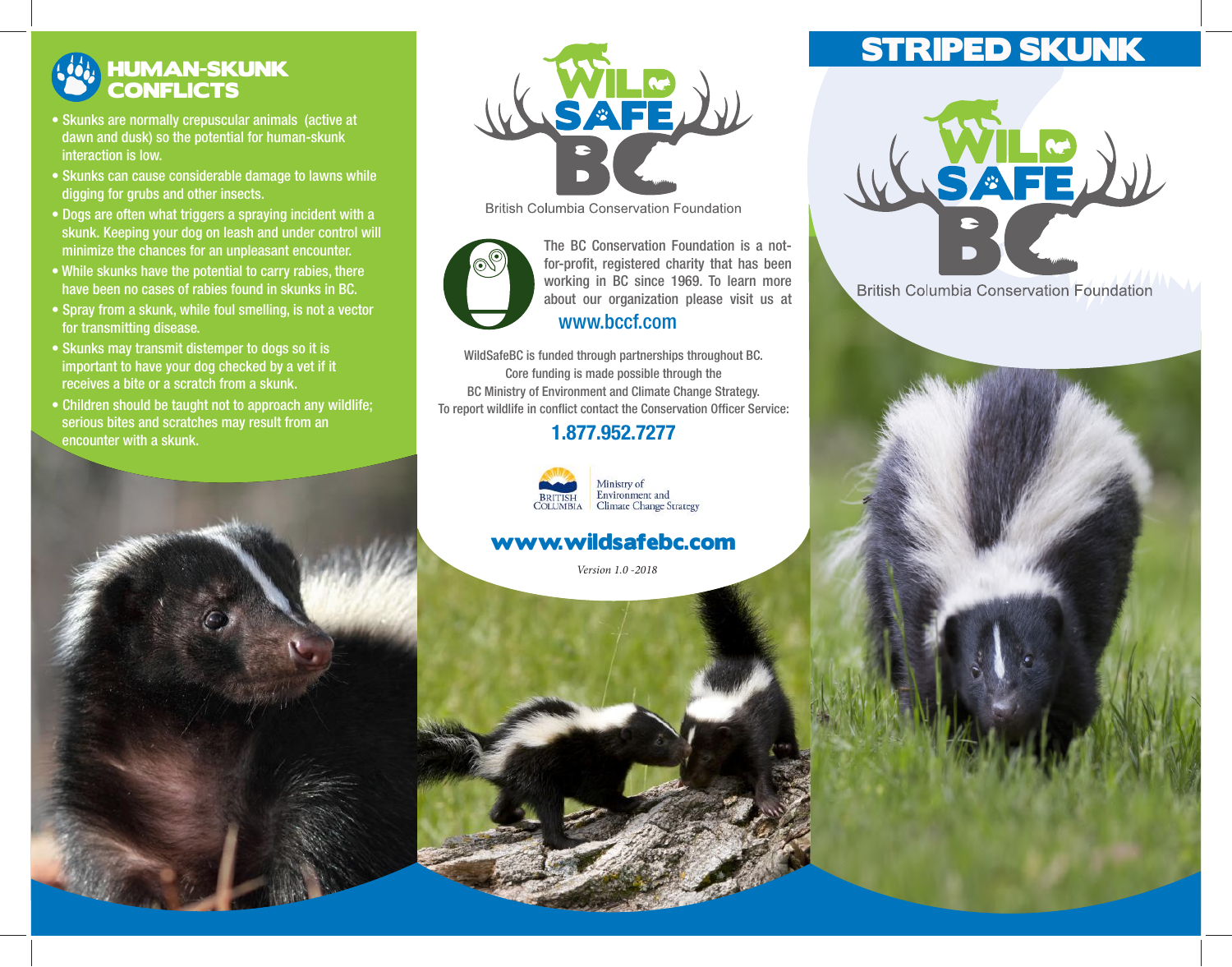## HUMAN-SKUNK CONFLICTS

- Skunks are normally crepuscular animals (active at dawn and dusk) so the potential for human-skunk interaction is low.
- Skunks can cause considerable damage to lawns while digging for grubs and other insects.
- Dogs are often what triggers a spraying incident with a skunk. Keeping your dog on leash and under control will minimize the chances for an unpleasant encounter.
- While skunks have the potential to carry rabies, there have been no cases of rabies found in skunks in BC.
- Spray from a skunk, while foul smelling, is not a vector for transmitting disease.
- Skunks may transmit distemper to dogs so it is important to have your dog checked by a vet if it receives a bite or a scratch from a skunk.
- Children should be taught not to approach any wildlife; serious bites and scratches may result from an encounter with a skunk.

WILD SAFE BC

British Columbia Conservation Foundation

The BC Conservation Foundation is a not-for-profit, registered charity that has been working in BC since 1969. To learn more about our organization please visit us at

**www.bccf.com**

WildSafeBC is funded through partnerships throughout BC. Core funding is made possible through the BC Ministry of Environment and Climate Change Strategy. To report wildlife in conflict contact the Conservation Officer Service:

**1.877.952.7277**

British Columbia — Ministry of Environment and Climate Change Strategy

**www.wildsafebc.com**

*Version 1.0 -2018*

# STRIPED SKUNK

WILD SAFE BC

British Columbia Conservation Foundation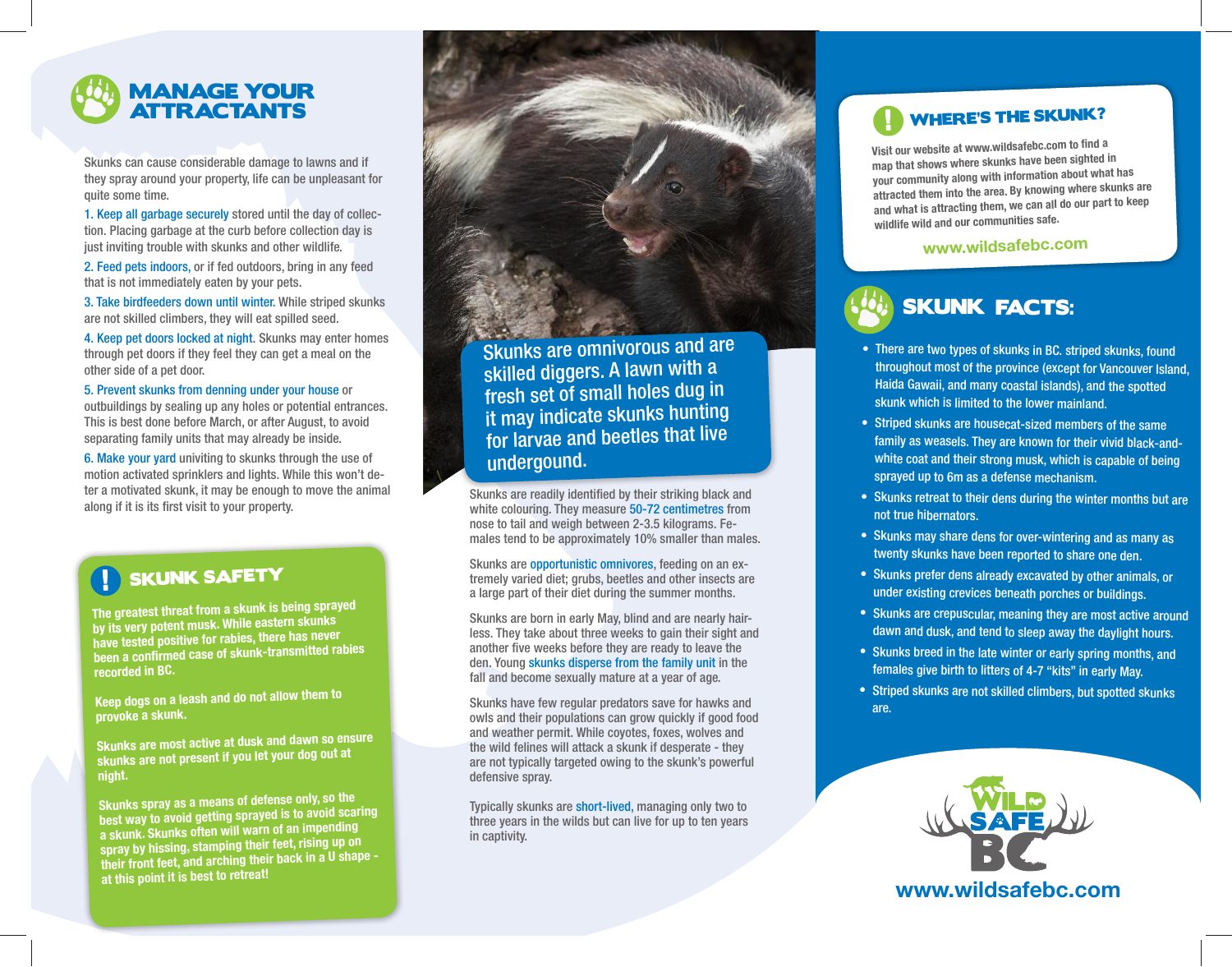## MANAGE YOUR ATTRACTANTS

Skunks can cause considerable damage to lawns and if they spray around your property, life can be unpleasant for quite some time.

1. Keep all garbage securely stored until the day of collection. Placing garbage at the curb before collection day is just inviting trouble with skunks and other wildlife.

2. Feed pets indoors, or if fed outdoors, bring in any feed that is not immediately eaten by your pets.

3. Take birdfeeders down until winter. While striped skunks are not skilled climbers, they will eat spilled seed.

4. Keep pet doors locked at night. Skunks may enter homes through pet doors if they feel they can get a meal on the other side of a pet door.

5. Prevent skunks from denning under your house or outbuildings by sealing up any holes or potential entrances. This is best done before March, or after August, to avoid separating family units that may already be inside.

6. Make your yard uninviting to skunks through the use of motion activated sprinklers and lights. While this won't deter a motivated skunk, it may be enough to move the animal along if it is its first visit to your property.

## SKUNK SAFETY

**The greatest threat from a skunk is being sprayed by its very potent musk. While eastern skunks have tested positive for rabies, there has never been a confirmed case of skunk-transmitted rabies recorded in BC.**

**Keep dogs on a leash and do not allow them to provoke a skunk.**

**Skunks are most active at dusk and dawn so ensure skunks are not present if you let your dog out at night.**

**Skunks spray as a means of defense only, so the best way to avoid getting sprayed is to avoid scaring a skunk. Skunks often warn of an impending spray by hissing, stamping their feet, rising up on their front feet, and arching their back in a U shape - at this point it is best to retreat!**

**Skunks are omnivorous and are skilled diggers. A lawn with a fresh set of small holes dug in it may indicate skunks hunting for larvae and beetles that live undergound.**

Skunks are readily identified by their striking black and white colouring. They measure 50-72 centimetres from nose to tail and weigh between 2-3.5 kilograms. Females tend to be approximately 10% smaller than males.

Skunks are opportunistic omnivores, feeding on an extremely varied diet; grubs, beetles and other insects are a large part of their diet during the summer months.

Skunks are born in early May, blind and are nearly hairless. They take about three weeks to gain their sight and another five weeks before they are ready to leave the den. Young skunks disperse from the family unit in the fall and become sexually mature at a year of age.

Skunks have few regular predators save for hawks and owls and their populations can grow quickly if good food and weather permit. While coyotes, foxes, wolves and the wild felines will attack a skunk if desperate - they are not typically targeted owing to the skunk's powerful defensive spray.

Typically skunks are short-lived, managing only two to three years in the wilds but can live for up to ten years in captivity.

## WHERE'S THE SKUNK?

Visit our website at www.wildsafebc.com to find a map that shows where skunks have been sighted in your community along with information about what has attracted them into the area. By knowing where skunks are and what is attracting them, we can all do our part to keep wildlife wild and our communities safe.

www.wildsafebc.com

## SKUNK FACTS:

- There are two types of skunks in BC, striped skunks, found throughout most of the province (except for Vancouver Island, Haida Gawaii, and many coastal islands), and the spotted skunk which is limited to the lower mainland.
- Striped skunks are housecat-sized members of the same family as weasels. They are known for their vivid black-and-white coat and their strong musk, which is capable of being sprayed up to 6m as a defense mechanism.
- Skunks retreat to their dens during the winter months but are not true hibernators.
- Skunks may share dens for over-wintering and as many as twenty skunks have been reported to share one den.
- Skunks prefer dens already excavated by other animals, or under existing crevices beneath porches or buildings.
- Skunks are crepuscular, meaning they are most active around dawn and dusk, and tend to sleep away the daylight hours.
- Skunks breed in the late winter or early spring months, and females give birth to litters of 4-7 "kits" in early May.
- Striped skunks are not skilled climbers, but spotted skunks are.

WILD SAFE BC

www.wildsafebc.com